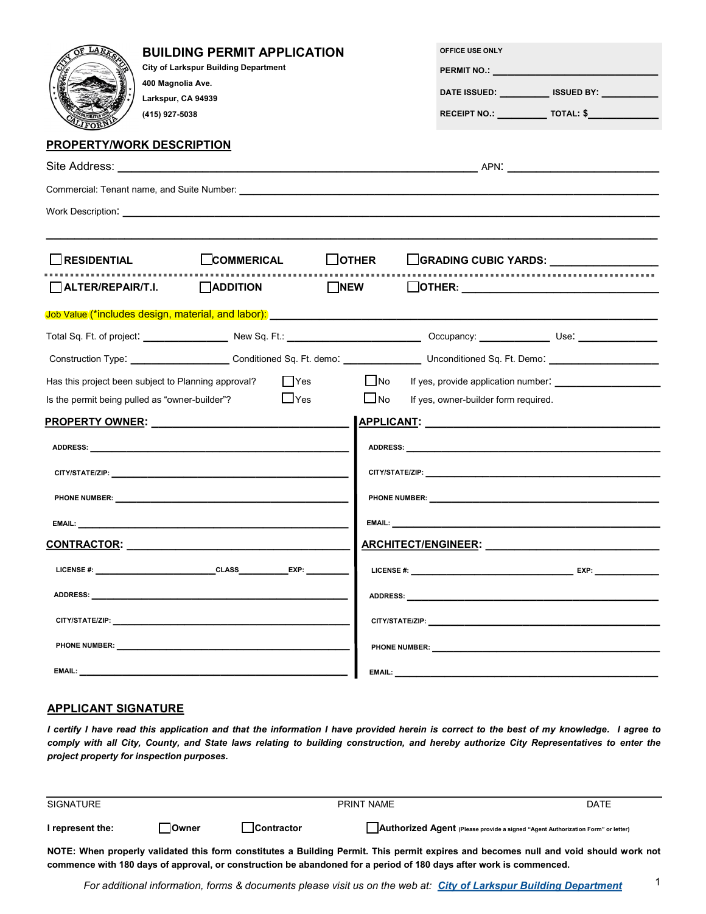# BUILDING PERMIT APPLICATION

**City of Larkspur Building Department**
**400 Magnolia Ave.**
**Larkspur, CA 94939**
**(415) 927-5038**

| OFFICE USE ONLY | |
|---|---|
| PERMIT NO.: ____________ | |
| DATE ISSUED: ________ | ISSUED BY: ________ |
| RECEIPT NO.: ________ | TOTAL: $________ |

## PROPERTY/WORK DESCRIPTION

Site Address: ______________________________ APN: ______________

Commercial: Tenant name, and Suite Number: ______________________________

Work Description: ______________________________

______________________________

☐ **RESIDENTIAL** ☐ **COMMERICAL** ☐ **OTHER** ☐ **GRADING CUBIC YARDS:** ________

☐ **ALTER/REPAIR/T.I.** ☐ **ADDITION** ☐ **NEW** ☐ **OTHER:** ________

Job Value (*includes design, material, and labor): ______________________________

Total Sq. Ft. of project: ________ New Sq. Ft.: ________ Occupancy: ________ Use: ________

Construction Type: ________ Conditioned Sq. Ft. demo: ________ Unconditioned Sq. Ft. Demo: ________

Has this project been subject to Planning approval? ☐ Yes ☐ No If yes, provide application number: ________

Is the permit being pulled as "owner-builder"? ☐ Yes ☐ No If yes, owner-builder form required.

**PROPERTY OWNER:** ______________________________

ADDRESS: ______________________________

CITY/STATE/ZIP: ______________________________

PHONE NUMBER: ______________________________

EMAIL: ______________________________

**APPLICANT:** ______________________________

ADDRESS: ______________________________

CITY/STATE/ZIP: ______________________________

PHONE NUMBER: ______________________________

EMAIL: ______________________________

**CONTRACTOR:** ______________________________

LICENSE #: ____________ CLASS ________ EXP: ________

ADDRESS: ______________________________

CITY/STATE/ZIP: ______________________________

PHONE NUMBER: ______________________________

EMAIL: ______________________________

**ARCHITECT/ENGINEER:** ______________________________

LICENSE #: ____________ EXP: ________

ADDRESS: ______________________________

CITY/STATE/ZIP: ______________________________

PHONE NUMBER: ______________________________

EMAIL: ______________________________

## APPLICANT SIGNATURE

***I certify I have read this application and that the information I have provided herein is correct to the best of my knowledge. I agree to comply with all City, County, and State laws relating to building construction, and hereby authorize City Representatives to enter the project property for inspection purposes.***

______________________________

SIGNATURE PRINT NAME DATE

**I represent the:** ☐ **Owner** ☐ **Contractor** ☐ **Authorized Agent** (Please provide a signed "Agent Authorization Form" or letter)

**NOTE: When properly validated this form constitutes a Building Permit. This permit expires and becomes null and void should work not commence with 180 days of approval, or construction be abandoned for a period of 180 days after work is commenced.**

*For additional information, forms & documents please visit us on the web at: City of Larkspur Building Department*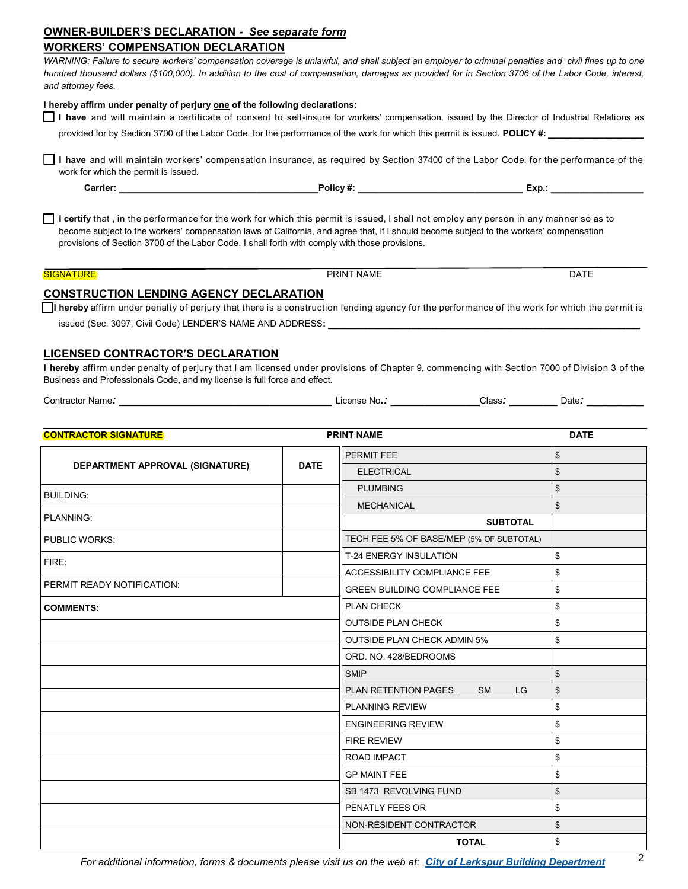## OWNER-BUILDER'S DECLARATION - *See separate form*

## WORKERS' COMPENSATION DECLARATION

*WARNING: Failure to secure workers' compensation coverage is unlawful, and shall subject an employer to criminal penalties and civil fines up to one hundred thousand dollars ($100,000). In addition to the cost of compensation, damages as provided for in Section 3706 of the Labor Code, interest, and attorney fees.*

**I hereby affirm under penalty of perjury one of the following declarations:**

☐ **I have** and will maintain a certificate of consent to self-insure for workers' compensation, issued by the Director of Industrial Relations as provided for by Section 3700 of the Labor Code, for the performance of the work for which this permit is issued. **POLICY #:** ________________

☐ **I have** and will maintain workers' compensation insurance, as required by Section 37400 of the Labor Code, for the performance of the work for which the permit is issued.

**Carrier:** ______________________________ **Policy #:** __________________________ **Exp.:** ________________

☐ **I certify** that , in the performance for the work for which this permit is issued, I shall not employ any person in any manner so as to become subject to the workers' compensation laws of California, and agree that, if I should become subject to the workers' compensation provisions of Section 3700 of the Labor Code, I shall forth with comply with those provisions.

SIGNATURE ______________________ PRINT NAME ______________________ DATE ______________

## CONSTRUCTION LENDING AGENCY DECLARATION

☐ **I hereby** affirm under penalty of perjury that there is a construction lending agency for the performance of the work for which the permit is issued (Sec. 3097, Civil Code) LENDER'S NAME AND ADDRESS**:** ____________________________________________

## LICENSED CONTRACTOR'S DECLARATION

**I hereby** affirm under penalty of perjury that I am licensed under provisions of Chapter 9, commencing with Section 7000 of Division 3 of the Business and Professionals Code, and my license is full force and effect.

Contractor Name**:** ______________________________ License No.**:** ______________ Class**:** ________ Date**:** __________

**CONTRACTOR SIGNATURE** ______________________ **PRINT NAME** ______________________ **DATE** ______________

| DEPARTMENT APPROVAL (SIGNATURE) | DATE |
|---|---|
| BUILDING: | |
| PLANNING: | |
| PUBLIC WORKS: | |
| FIRE: | |
| PERMIT READY NOTIFICATION: | |
| **COMMENTS:** | |

| | |
|---|---|
| PERMIT FEE | $ |
| ELECTRICAL | $ |
| PLUMBING | $ |
| MECHANICAL | $ |
| **SUBTOTAL** | |
| TECH FEE 5% OF BASE/MEP (5% OF SUBTOTAL) | |
| T-24 ENERGY INSULATION | $ |
| ACCESSIBILITY COMPLIANCE FEE | $ |
| GREEN BUILDING COMPLIANCE FEE | $ |
| PLAN CHECK | $ |
| OUTSIDE PLAN CHECK | $ |
| OUTSIDE PLAN CHECK ADMIN 5% | $ |
| ORD. NO. 428/BEDROOMS | |
| SMIP | $ |
| PLAN RETENTION PAGES ____ SM ____ LG | $ |
| PLANNING REVIEW | $ |
| ENGINEERING REVIEW | $ |
| FIRE REVIEW | $ |
| ROAD IMPACT | $ |
| GP MAINT FEE | $ |
| SB 1473 REVOLVING FUND | $ |
| PENATLY FEES OR | $ |
| NON-RESIDENT CONTRACTOR | $ |
| **TOTAL** | $ |

*For additional information, forms & documents please visit us on the web at:* ***City of Larkspur Building Department***